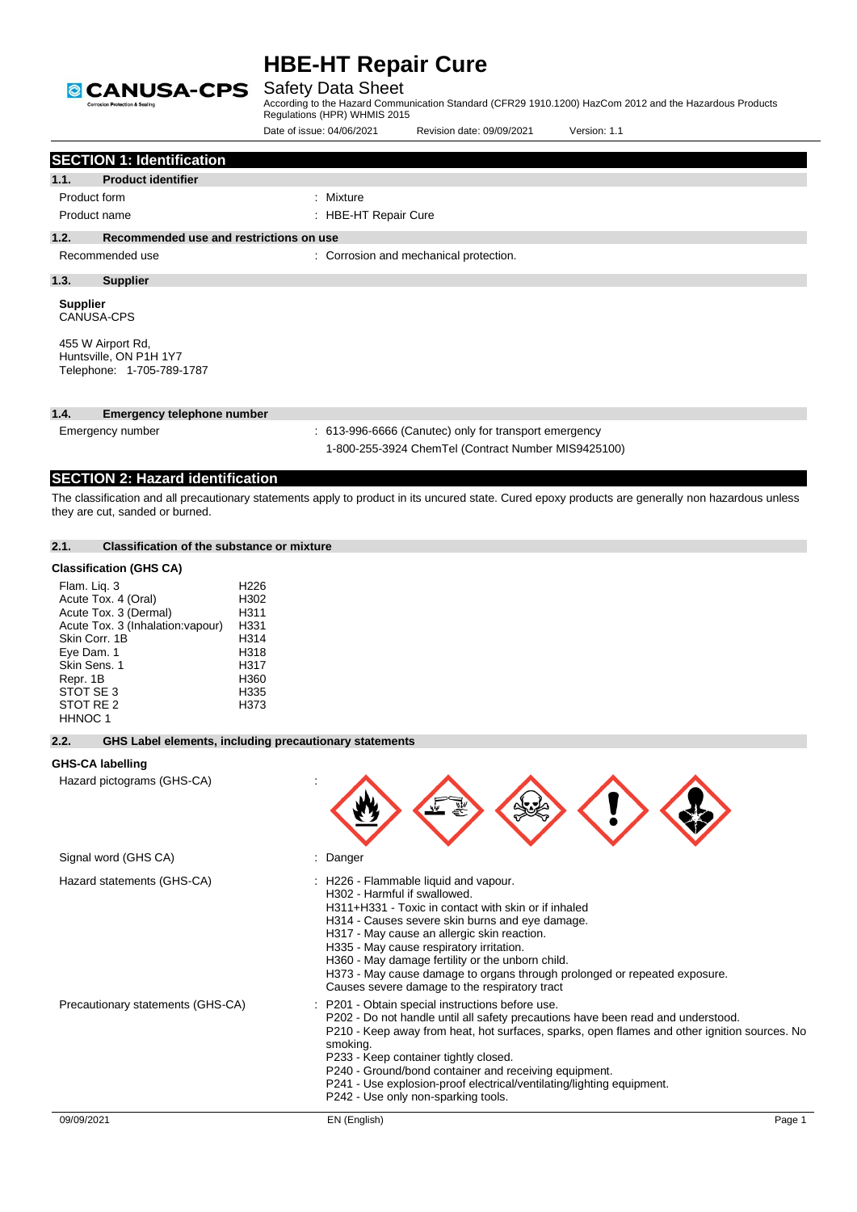# HBE-HT Repair Cure

## Safety Data Sheet

According to the Hazard Communication Standard (CFR29 1910.1200) HazCom 2012 and the Hazardous Products Regulations (HPR) WHMIS 2015

Date of issue: 04/06/2021 Revision date: 09/09/2021 Version: 1.1

## SECTION 1: Identification

### 1.1. Product identifier

Product form : Mixture

Product name : HBE-HT Repair Cure

### 1.2. Recommended use and restrictions on use

Recommended use : Corrosion and mechanical protection.

### 1.3. Supplier

**Supplier**
CANUSA-CPS

455 W Airport Rd,
Huntsville, ON P1H 1Y7
Telephone: 1-705-789-1787

### 1.4. Emergency telephone number

Emergency number : 613-996-6666 (Canutec) only for transport emergency
1-800-255-3924 ChemTel (Contract Number MIS9425100)

## SECTION 2: Hazard identification

The classification and all precautionary statements apply to product in its uncured state. Cured epoxy products are generally non hazardous unless they are cut, sanded or burned.

### 2.1. Classification of the substance or mixture

**Classification (GHS CA)**

| | |
|---|---|
| Flam. Liq. 3 | H226 |
| Acute Tox. 4 (Oral) | H302 |
| Acute Tox. 3 (Dermal) | H311 |
| Acute Tox. 3 (Inhalation:vapour) | H331 |
| Skin Corr. 1B | H314 |
| Eye Dam. 1 | H318 |
| Skin Sens. 1 | H317 |
| Repr. 1B | H360 |
| STOT SE 3 | H335 |
| STOT RE 2 | H373 |
| HHNOC 1 | |

### 2.2. GHS Label elements, including precautionary statements

**GHS-CA labelling**

Hazard pictograms (GHS-CA) :

Signal word (GHS CA) : Danger

Hazard statements (GHS-CA) :
- H226 - Flammable liquid and vapour.
- H302 - Harmful if swallowed.
- H311+H331 - Toxic in contact with skin or if inhaled
- H314 - Causes severe skin burns and eye damage.
- H317 - May cause an allergic skin reaction.
- H335 - May cause respiratory irritation.
- H360 - May damage fertility or the unborn child.
- H373 - May cause damage to organs through prolonged or repeated exposure.
- Causes severe damage to the respiratory tract

Precautionary statements (GHS-CA) :
- P201 - Obtain special instructions before use.
- P202 - Do not handle until all safety precautions have been read and understood.
- P210 - Keep away from heat, hot surfaces, sparks, open flames and other ignition sources. No smoking.
- P233 - Keep container tightly closed.
- P240 - Ground/bond container and receiving equipment.
- P241 - Use explosion-proof electrical/ventilating/lighting equipment.
- P242 - Use only non-sparking tools.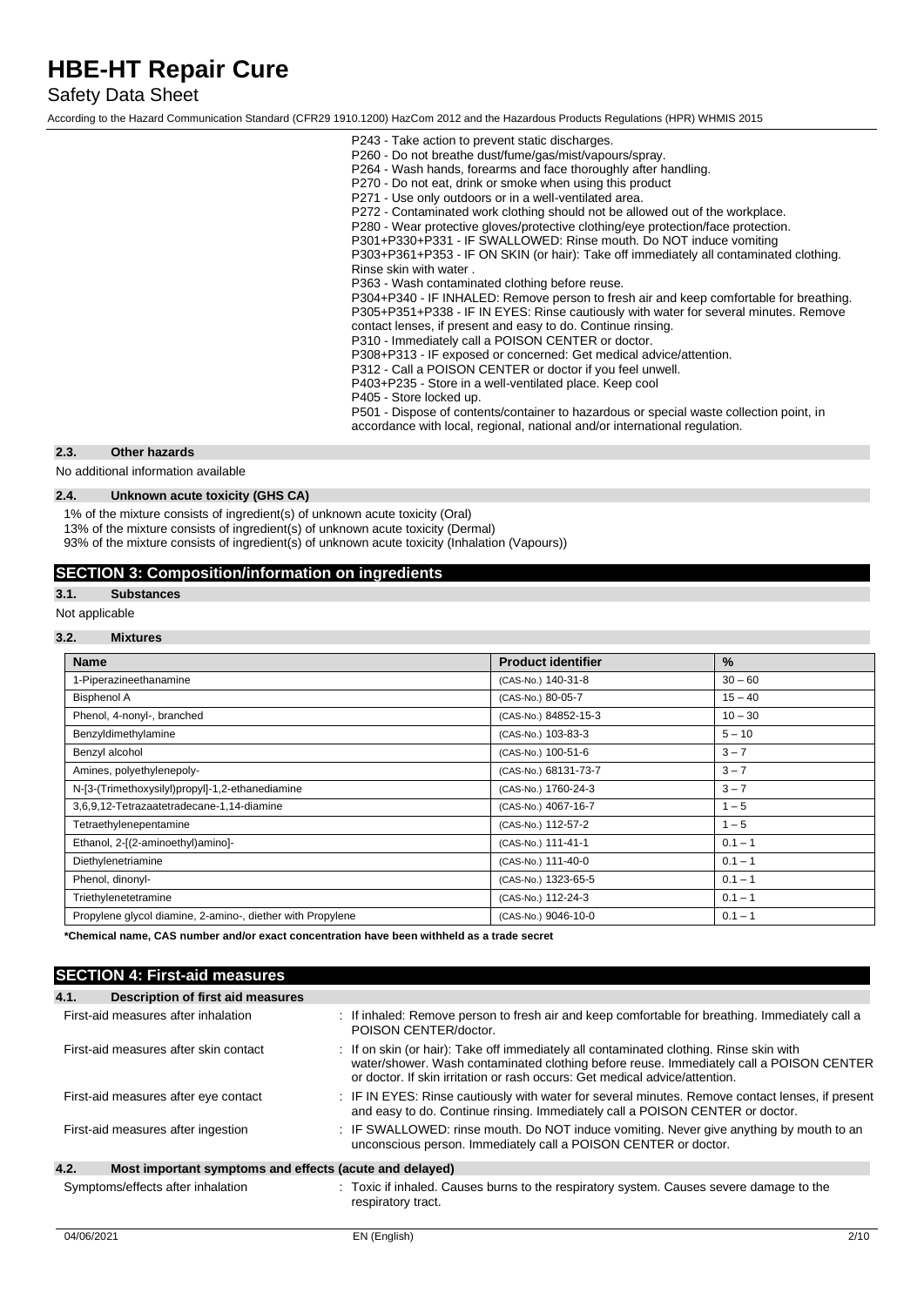P243 - Take action to prevent static discharges.
P260 - Do not breathe dust/fume/gas/mist/vapours/spray.
P264 - Wash hands, forearms and face thoroughly after handling.
P270 - Do not eat, drink or smoke when using this product
P271 - Use only outdoors or in a well-ventilated area.
P272 - Contaminated work clothing should not be allowed out of the workplace.
P280 - Wear protective gloves/protective clothing/eye protection/face protection.
P301+P330+P331 - IF SWALLOWED: Rinse mouth. Do NOT induce vomiting
P303+P361+P353 - IF ON SKIN (or hair): Take off immediately all contaminated clothing. Rinse skin with water .
P363 - Wash contaminated clothing before reuse.
P304+P340 - IF INHALED: Remove person to fresh air and keep comfortable for breathing.
P305+P351+P338 - IF IN EYES: Rinse cautiously with water for several minutes. Remove contact lenses, if present and easy to do. Continue rinsing.
P310 - Immediately call a POISON CENTER or doctor.
P308+P313 - IF exposed or concerned: Get medical advice/attention.
P312 - Call a POISON CENTER or doctor if you feel unwell.
P403+P235 - Store in a well-ventilated place. Keep cool
P405 - Store locked up.
P501 - Dispose of contents/container to hazardous or special waste collection point, in accordance with local, regional, national and/or international regulation.

### 2.3. Other hazards

No additional information available

### 2.4. Unknown acute toxicity (GHS CA)

1% of the mixture consists of ingredient(s) of unknown acute toxicity (Oral)
13% of the mixture consists of ingredient(s) of unknown acute toxicity (Dermal)
93% of the mixture consists of ingredient(s) of unknown acute toxicity (Inhalation (Vapours))

## SECTION 3: Composition/information on ingredients

### 3.1. Substances

Not applicable

### 3.2. Mixtures

| Name | Product identifier | % |
|---|---|---|
| 1-Piperazineethanamine | (CAS-No.) 140-31-8 | 30 – 60 |
| Bisphenol A | (CAS-No.) 80-05-7 | 15 – 40 |
| Phenol, 4-nonyl-, branched | (CAS-No.) 84852-15-3 | 10 – 30 |
| Benzyldimethylamine | (CAS-No.) 103-83-3 | 5 – 10 |
| Benzyl alcohol | (CAS-No.) 100-51-6 | 3 – 7 |
| Amines, polyethylenepoly- | (CAS-No.) 68131-73-7 | 3 – 7 |
| N-[3-(Trimethoxysilyl)propyl]-1,2-ethanediamine | (CAS-No.) 1760-24-3 | 3 – 7 |
| 3,6,9,12-Tetrazaatetradecane-1,14-diamine | (CAS-No.) 4067-16-7 | 1 – 5 |
| Tetraethylenepentamine | (CAS-No.) 112-57-2 | 1 – 5 |
| Ethanol, 2-[(2-aminoethyl)amino]- | (CAS-No.) 111-41-1 | 0.1 – 1 |
| Diethylenetriamine | (CAS-No.) 111-40-0 | 0.1 – 1 |
| Phenol, dinonyl- | (CAS-No.) 1323-65-5 | 0.1 – 1 |
| Triethylenetetramine | (CAS-No.) 112-24-3 | 0.1 – 1 |
| Propylene glycol diamine, 2-amino-, diether with Propylene | (CAS-No.) 9046-10-0 | 0.1 – 1 |

**\*Chemical name, CAS number and/or exact concentration have been withheld as a trade secret**

## SECTION 4: First-aid measures

### 4.1. Description of first aid measures

First-aid measures after inhalation : If inhaled: Remove person to fresh air and keep comfortable for breathing. Immediately call a POISON CENTER/doctor.

First-aid measures after skin contact : If on skin (or hair): Take off immediately all contaminated clothing. Rinse skin with water/shower. Wash contaminated clothing before reuse. Immediately call a POISON CENTER or doctor. If skin irritation or rash occurs: Get medical advice/attention.

First-aid measures after eye contact : IF IN EYES: Rinse cautiously with water for several minutes. Remove contact lenses, if present and easy to do. Continue rinsing. Immediately call a POISON CENTER or doctor.

First-aid measures after ingestion : IF SWALLOWED: rinse mouth. Do NOT induce vomiting. Never give anything by mouth to an unconscious person. Immediately call a POISON CENTER or doctor.

### 4.2. Most important symptoms and effects (acute and delayed)

Symptoms/effects after inhalation : Toxic if inhaled. Causes burns to the respiratory system. Causes severe damage to the respiratory tract.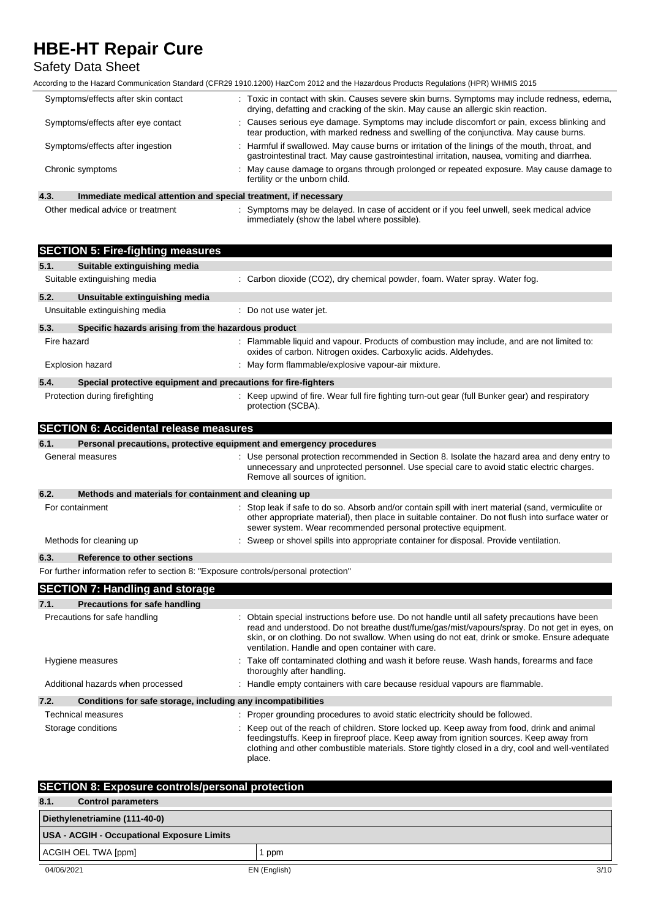| | |
|---|---|
| Symptoms/effects after skin contact | : Toxic in contact with skin. Causes severe skin burns. Symptoms may include redness, edema, drying, defatting and cracking of the skin. May cause an allergic skin reaction. |
| Symptoms/effects after eye contact | : Causes serious eye damage. Symptoms may include discomfort or pain, excess blinking and tear production, with marked redness and swelling of the conjunctiva. May cause burns. |
| Symptoms/effects after ingestion | : Harmful if swallowed. May cause burns or irritation of the linings of the mouth, throat, and gastrointestinal tract. May cause gastrointestinal irritation, nausea, vomiting and diarrhea. |
| Chronic symptoms | : May cause damage to organs through prolonged or repeated exposure. May cause damage to fertility or the unborn child. |

### 4.3. Immediate medical attention and special treatment, if necessary

| | |
|---|---|
| Other medical advice or treatment | : Symptoms may be delayed. In case of accident or if you feel unwell, seek medical advice immediately (show the label where possible). |

## SECTION 5: Fire-fighting measures

### 5.1. Suitable extinguishing media

| | |
|---|---|
| Suitable extinguishing media | : Carbon dioxide ($CO_2$), dry chemical powder, foam. Water spray. Water fog. |

### 5.2. Unsuitable extinguishing media

| | |
|---|---|
| Unsuitable extinguishing media | : Do not use water jet. |

### 5.3. Specific hazards arising from the hazardous product

| | |
|---|---|
| Fire hazard | : Flammable liquid and vapour. Products of combustion may include, and are not limited to: oxides of carbon. Nitrogen oxides. Carboxylic acids. Aldehydes. |
| Explosion hazard | : May form flammable/explosive vapour-air mixture. |

### 5.4. Special protective equipment and precautions for fire-fighters

| | |
|---|---|
| Protection during firefighting | : Keep upwind of fire. Wear full fire fighting turn-out gear (full Bunker gear) and respiratory protection (SCBA). |

## SECTION 6: Accidental release measures

### 6.1. Personal precautions, protective equipment and emergency procedures

| | |
|---|---|
| General measures | : Use personal protection recommended in Section 8. Isolate the hazard area and deny entry to unnecessary and unprotected personnel. Use special care to avoid static electric charges. Remove all sources of ignition. |

### 6.2. Methods and materials for containment and cleaning up

| | |
|---|---|
| For containment | : Stop leak if safe to do so. Absorb and/or contain spill with inert material (sand, vermiculite or other appropriate material), then place in suitable container. Do not flush into surface water or sewer system. Wear recommended personal protective equipment. |
| Methods for cleaning up | : Sweep or shovel spills into appropriate container for disposal. Provide ventilation. |

### 6.3. Reference to other sections

For further information refer to section 8: "Exposure controls/personal protection"

## SECTION 7: Handling and storage

### 7.1. Precautions for safe handling

| | |
|---|---|
| Precautions for safe handling | : Obtain special instructions before use. Do not handle until all safety precautions have been read and understood. Do not breathe dust/fume/gas/mist/vapours/spray. Do not get in eyes, on skin, or on clothing. Do not swallow. When using do not eat, drink or smoke. Ensure adequate ventilation. Handle and open container with care. |
| Hygiene measures | : Take off contaminated clothing and wash it before reuse. Wash hands, forearms and face thoroughly after handling. |
| Additional hazards when processed | : Handle empty containers with care because residual vapours are flammable. |

### 7.2. Conditions for safe storage, including any incompatibilities

| | |
|---|---|
| Technical measures | : Proper grounding procedures to avoid static electricity should be followed. |
| Storage conditions | : Keep out of the reach of children. Store locked up. Keep away from food, drink and animal feedingstuffs. Keep in fireproof place. Keep away from ignition sources. Keep away from clothing and other combustible materials. Store tightly closed in a dry, cool and well-ventilated place. |

## SECTION 8: Exposure controls/personal protection

### 8.1. Control parameters

| Diethylenetriamine (111-40-0) | |
|---|---|
| **USA - ACGIH - Occupational Exposure Limits** | |
| ACGIH OEL TWA [ppm] | 1 ppm |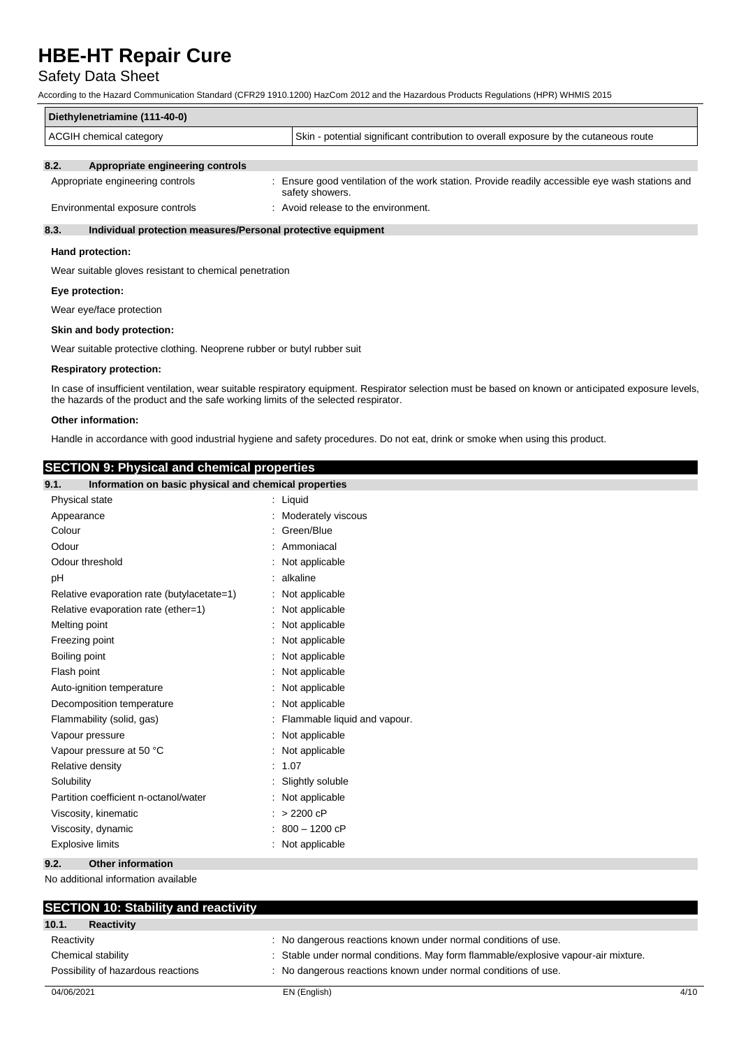| Diethylenetriamine (111-40-0) | |
|---|---|
| ACGIH chemical category | Skin - potential significant contribution to overall exposure by the cutaneous route |

### 8.2. Appropriate engineering controls

Appropriate engineering controls : Ensure good ventilation of the work station. Provide readily accessible eye wash stations and safety showers.

Environmental exposure controls : Avoid release to the environment.

### 8.3. Individual protection measures/Personal protective equipment

**Hand protection:**

Wear suitable gloves resistant to chemical penetration

**Eye protection:**

Wear eye/face protection

**Skin and body protection:**

Wear suitable protective clothing. Neoprene rubber or butyl rubber suit

**Respiratory protection:**

In case of insufficient ventilation, wear suitable respiratory equipment. Respirator selection must be based on known or anticipated exposure levels, the hazards of the product and the safe working limits of the selected respirator.

**Other information:**

Handle in accordance with good industrial hygiene and safety procedures. Do not eat, drink or smoke when using this product.

## SECTION 9: Physical and chemical properties

### 9.1. Information on basic physical and chemical properties

| Property | Value |
|---|---|
| Physical state | Liquid |
| Appearance | Moderately viscous |
| Colour | Green/Blue |
| Odour | Ammoniacal |
| Odour threshold | Not applicable |
| pH | alkaline |
| Relative evaporation rate (butylacetate=1) | Not applicable |
| Relative evaporation rate (ether=1) | Not applicable |
| Melting point | Not applicable |
| Freezing point | Not applicable |
| Boiling point | Not applicable |
| Flash point | Not applicable |
| Auto-ignition temperature | Not applicable |
| Decomposition temperature | Not applicable |
| Flammability (solid, gas) | Flammable liquid and vapour. |
| Vapour pressure | Not applicable |
| Vapour pressure at 50 °C | Not applicable |
| Relative density | 1.07 |
| Solubility | Slightly soluble |
| Partition coefficient n-octanol/water | Not applicable |
| Viscosity, kinematic | > 2200 cP |
| Viscosity, dynamic | 800 – 1200 cP |
| Explosive limits | Not applicable |

### 9.2. Other information

No additional information available

## SECTION 10: Stability and reactivity

### 10.1. Reactivity

Reactivity : No dangerous reactions known under normal conditions of use.

Chemical stability : Stable under normal conditions. May form flammable/explosive vapour-air mixture.

Possibility of hazardous reactions : No dangerous reactions known under normal conditions of use.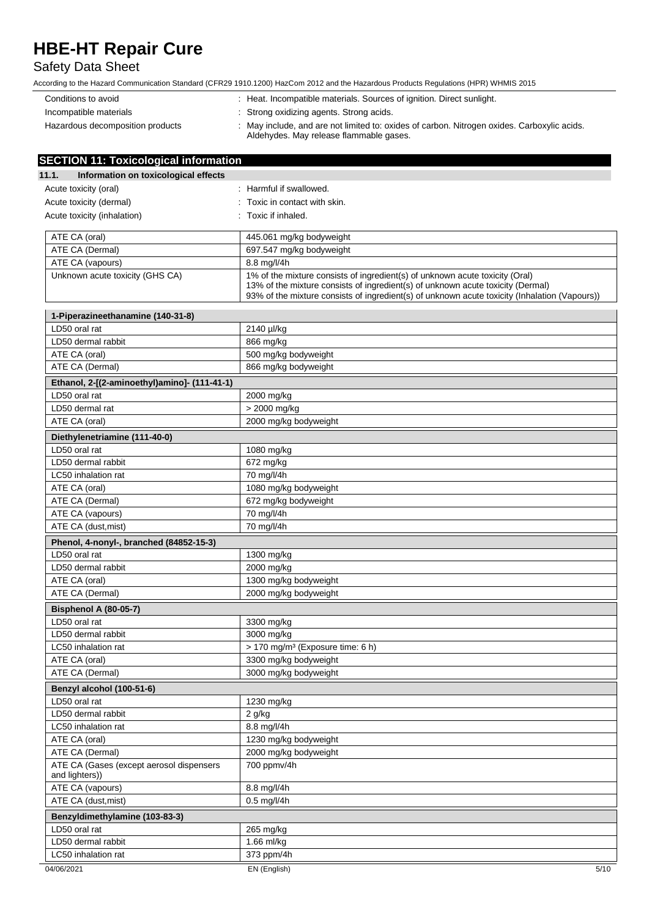Conditions to avoid : Heat. Incompatible materials. Sources of ignition. Direct sunlight.

Incompatible materials : Strong oxidizing agents. Strong acids.

Hazardous decomposition products : May include, and are not limited to: oxides of carbon. Nitrogen oxides. Carboxylic acids. Aldehydes. May release flammable gases.

## SECTION 11: Toxicological information

### 11.1. Information on toxicological effects

Acute toxicity (oral) : Harmful if swallowed.

Acute toxicity (dermal) : Toxic in contact with skin.

Acute toxicity (inhalation) : Toxic if inhaled.

| | |
|---|---|
| ATE CA (oral) | 445.061 mg/kg bodyweight |
| ATE CA (Dermal) | 697.547 mg/kg bodyweight |
| ATE CA (vapours) | 8.8 mg/l/4h |
| Unknown acute toxicity (GHS CA) | 1% of the mixture consists of ingredient(s) of unknown acute toxicity (Oral)<br>13% of the mixture consists of ingredient(s) of unknown acute toxicity (Dermal)<br>93% of the mixture consists of ingredient(s) of unknown acute toxicity (Inhalation (Vapours)) |

| **1-Piperazineethanamine (140-31-8)** | |
|---|---|
| LD50 oral rat | 2140 µl/kg |
| LD50 dermal rabbit | 866 mg/kg |
| ATE CA (oral) | 500 mg/kg bodyweight |
| ATE CA (Dermal) | 866 mg/kg bodyweight |

| **Ethanol, 2-[(2-aminoethyl)amino]- (111-41-1)** | |
|---|---|
| LD50 oral rat | 2000 mg/kg |
| LD50 dermal rat | > 2000 mg/kg |
| ATE CA (oral) | 2000 mg/kg bodyweight |

| **Diethylenetriamine (111-40-0)** | |
|---|---|
| LD50 oral rat | 1080 mg/kg |
| LD50 dermal rabbit | 672 mg/kg |
| LC50 inhalation rat | 70 mg/l/4h |
| ATE CA (oral) | 1080 mg/kg bodyweight |
| ATE CA (Dermal) | 672 mg/kg bodyweight |
| ATE CA (vapours) | 70 mg/l/4h |
| ATE CA (dust,mist) | 70 mg/l/4h |

| **Phenol, 4-nonyl-, branched (84852-15-3)** | |
|---|---|
| LD50 oral rat | 1300 mg/kg |
| LD50 dermal rabbit | 2000 mg/kg |
| ATE CA (oral) | 1300 mg/kg bodyweight |
| ATE CA (Dermal) | 2000 mg/kg bodyweight |

| **Bisphenol A (80-05-7)** | |
|---|---|
| LD50 oral rat | 3300 mg/kg |
| LD50 dermal rabbit | 3000 mg/kg |
| LC50 inhalation rat | > 170 mg/m³ (Exposure time: 6 h) |
| ATE CA (oral) | 3300 mg/kg bodyweight |
| ATE CA (Dermal) | 3000 mg/kg bodyweight |

| **Benzyl alcohol (100-51-6)** | |
|---|---|
| LD50 oral rat | 1230 mg/kg |
| LD50 dermal rabbit | 2 g/kg |
| LC50 inhalation rat | 8.8 mg/l/4h |
| ATE CA (oral) | 1230 mg/kg bodyweight |
| ATE CA (Dermal) | 2000 mg/kg bodyweight |
| ATE CA (Gases (except aerosol dispensers and lighters)) | 700 ppmv/4h |
| ATE CA (vapours) | 8.8 mg/l/4h |
| ATE CA (dust,mist) | 0.5 mg/l/4h |

| **Benzyldimethylamine (103-83-3)** | |
|---|---|
| LD50 oral rat | 265 mg/kg |
| LD50 dermal rabbit | 1.66 ml/kg |
| LC50 inhalation rat | 373 ppm/4h |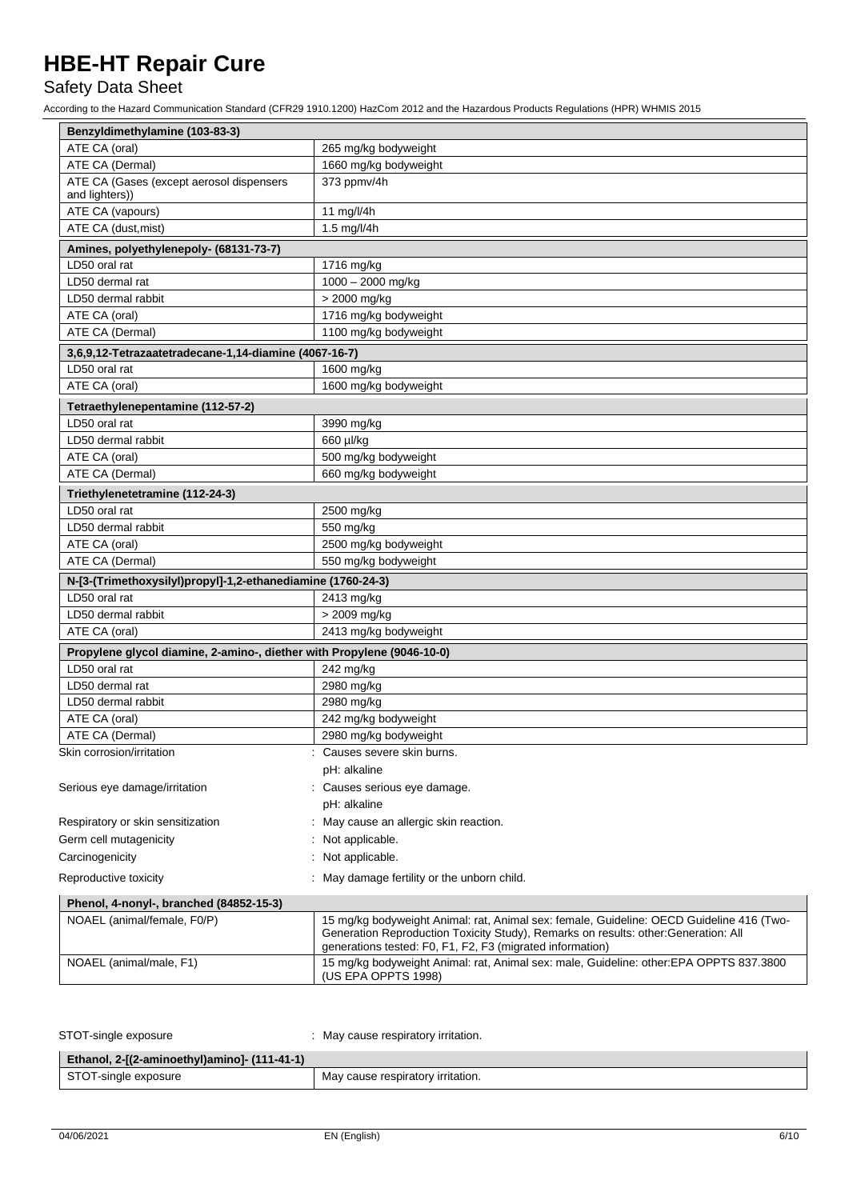| Benzyldimethylamine (103-83-3) | |
|---|---|
| ATE CA (oral) | 265 mg/kg bodyweight |
| ATE CA (Dermal) | 1660 mg/kg bodyweight |
| ATE CA (Gases (except aerosol dispensers and lighters)) | 373 ppmv/4h |
| ATE CA (vapours) | 11 mg/l/4h |
| ATE CA (dust,mist) | 1.5 mg/l/4h |

| Amines, polyethylenepoly- (68131-73-7) | |
|---|---|
| LD50 oral rat | 1716 mg/kg |
| LD50 dermal rat | 1000 – 2000 mg/kg |
| LD50 dermal rabbit | > 2000 mg/kg |
| ATE CA (oral) | 1716 mg/kg bodyweight |
| ATE CA (Dermal) | 1100 mg/kg bodyweight |

| 3,6,9,12-Tetrazaatetradecane-1,14-diamine (4067-16-7) | |
|---|---|
| LD50 oral rat | 1600 mg/kg |
| ATE CA (oral) | 1600 mg/kg bodyweight |

| Tetraethylenepentamine (112-57-2) | |
|---|---|
| LD50 oral rat | 3990 mg/kg |
| LD50 dermal rabbit | 660 µl/kg |
| ATE CA (oral) | 500 mg/kg bodyweight |
| ATE CA (Dermal) | 660 mg/kg bodyweight |

| Triethylenetetramine (112-24-3) | |
|---|---|
| LD50 oral rat | 2500 mg/kg |
| LD50 dermal rabbit | 550 mg/kg |
| ATE CA (oral) | 2500 mg/kg bodyweight |
| ATE CA (Dermal) | 550 mg/kg bodyweight |

| N-[3-(Trimethoxysilyl)propyl]-1,2-ethanediamine (1760-24-3) | |
|---|---|
| LD50 oral rat | 2413 mg/kg |
| LD50 dermal rabbit | > 2009 mg/kg |
| ATE CA (oral) | 2413 mg/kg bodyweight |

| Propylene glycol diamine, 2-amino-, diether with Propylene (9046-10-0) | |
|---|---|
| LD50 oral rat | 242 mg/kg |
| LD50 dermal rat | 2980 mg/kg |
| LD50 dermal rabbit | 2980 mg/kg |
| ATE CA (oral) | 242 mg/kg bodyweight |
| ATE CA (Dermal) | 2980 mg/kg bodyweight |

Skin corrosion/irritation : Causes severe skin burns.
pH: alkaline

Serious eye damage/irritation : Causes serious eye damage.
pH: alkaline

Respiratory or skin sensitization : May cause an allergic skin reaction.

Germ cell mutagenicity : Not applicable.

Carcinogenicity : Not applicable.

Reproductive toxicity : May damage fertility or the unborn child.

| Phenol, 4-nonyl-, branched (84852-15-3) | |
|---|---|
| NOAEL (animal/female, F0/P) | 15 mg/kg bodyweight Animal: rat, Animal sex: female, Guideline: OECD Guideline 416 (Two-Generation Reproduction Toxicity Study), Remarks on results: other:Generation: All generations tested: F0, F1, F2, F3 (migrated information) |
| NOAEL (animal/male, F1) | 15 mg/kg bodyweight Animal: rat, Animal sex: male, Guideline: other:EPA OPPTS 837.3800 (US EPA OPPTS 1998) |

STOT-single exposure : May cause respiratory irritation.

| Ethanol, 2-[(2-aminoethyl)amino]- (111-41-1) | |
|---|---|
| STOT-single exposure | May cause respiratory irritation. |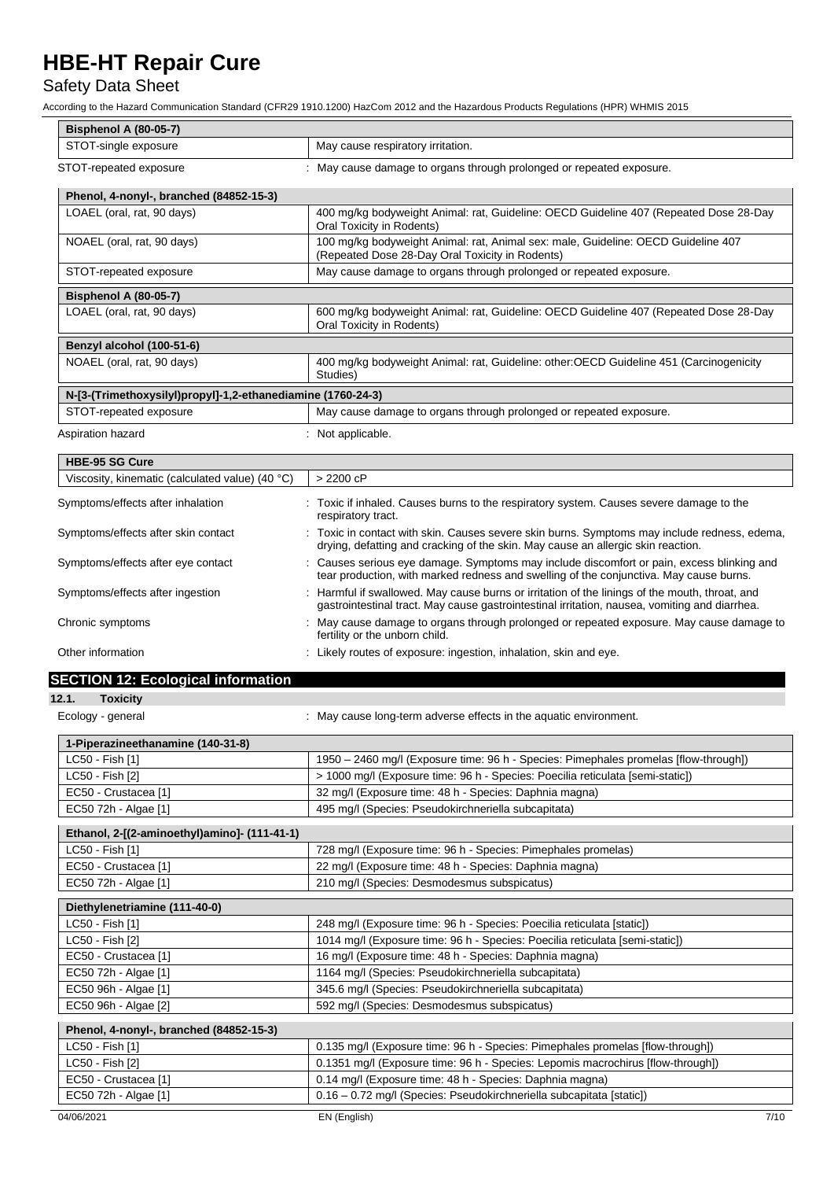| Bisphenol A (80-05-7) | |
|---|---|
| STOT-single exposure | May cause respiratory irritation. |

STOT-repeated exposure : May cause damage to organs through prolonged or repeated exposure.

| Phenol, 4-nonyl-, branched (84852-15-3) | |
|---|---|
| LOAEL (oral, rat, 90 days) | 400 mg/kg bodyweight Animal: rat, Guideline: OECD Guideline 407 (Repeated Dose 28-Day Oral Toxicity in Rodents) |
| NOAEL (oral, rat, 90 days) | 100 mg/kg bodyweight Animal: rat, Animal sex: male, Guideline: OECD Guideline 407 (Repeated Dose 28-Day Oral Toxicity in Rodents) |
| STOT-repeated exposure | May cause damage to organs through prolonged or repeated exposure. |

| Bisphenol A (80-05-7) | |
|---|---|
| LOAEL (oral, rat, 90 days) | 600 mg/kg bodyweight Animal: rat, Guideline: OECD Guideline 407 (Repeated Dose 28-Day Oral Toxicity in Rodents) |

| Benzyl alcohol (100-51-6) | |
|---|---|
| NOAEL (oral, rat, 90 days) | 400 mg/kg bodyweight Animal: rat, Guideline: other:OECD Guideline 451 (Carcinogenicity Studies) |

| N-[3-(Trimethoxysilyl)propyl]-1,2-ethanediamine (1760-24-3) | |
|---|---|
| STOT-repeated exposure | May cause damage to organs through prolonged or repeated exposure. |

Aspiration hazard : Not applicable.

| HBE-95 SG Cure | |
|---|---|
| Viscosity, kinematic (calculated value) (40 °C) | > 2200 cP |

Symptoms/effects after inhalation : Toxic if inhaled. Causes burns to the respiratory system. Causes severe damage to the respiratory tract.

Symptoms/effects after skin contact : Toxic in contact with skin. Causes severe skin burns. Symptoms may include redness, edema, drying, defatting and cracking of the skin. May cause an allergic skin reaction.

Symptoms/effects after eye contact : Causes serious eye damage. Symptoms may include discomfort or pain, excess blinking and tear production, with marked redness and swelling of the conjunctiva. May cause burns.

Symptoms/effects after ingestion : Harmful if swallowed. May cause burns or irritation of the linings of the mouth, throat, and gastrointestinal tract. May cause gastrointestinal irritation, nausea, vomiting and diarrhea.

Chronic symptoms : May cause damage to organs through prolonged or repeated exposure. May cause damage to fertility or the unborn child.

Other information : Likely routes of exposure: ingestion, inhalation, skin and eye.

## SECTION 12: Ecological information

### 12.1. Toxicity

Ecology - general : May cause long-term adverse effects in the aquatic environment.

| 1-Piperazineethanamine (140-31-8) | |
|---|---|
| LC50 - Fish [1] | 1950 – 2460 mg/l (Exposure time: 96 h - Species: Pimephales promelas [flow-through]) |
| LC50 - Fish [2] | > 1000 mg/l (Exposure time: 96 h - Species: Poecilia reticulata [semi-static]) |
| EC50 - Crustacea [1] | 32 mg/l (Exposure time: 48 h - Species: Daphnia magna) |
| EC50 72h - Algae [1] | 495 mg/l (Species: Pseudokirchneriella subcapitata) |

| Ethanol, 2-[(2-aminoethyl)amino]- (111-41-1) | |
|---|---|
| LC50 - Fish [1] | 728 mg/l (Exposure time: 96 h - Species: Pimephales promelas) |
| EC50 - Crustacea [1] | 22 mg/l (Exposure time: 48 h - Species: Daphnia magna) |
| EC50 72h - Algae [1] | 210 mg/l (Species: Desmodesmus subspicatus) |

| Diethylenetriamine (111-40-0) | |
|---|---|
| LC50 - Fish [1] | 248 mg/l (Exposure time: 96 h - Species: Poecilia reticulata [static]) |
| LC50 - Fish [2] | 1014 mg/l (Exposure time: 96 h - Species: Poecilia reticulata [semi-static]) |
| EC50 - Crustacea [1] | 16 mg/l (Exposure time: 48 h - Species: Daphnia magna) |
| EC50 72h - Algae [1] | 1164 mg/l (Species: Pseudokirchneriella subcapitata) |
| EC50 96h - Algae [1] | 345.6 mg/l (Species: Pseudokirchneriella subcapitata) |
| EC50 96h - Algae [2] | 592 mg/l (Species: Desmodesmus subspicatus) |

| Phenol, 4-nonyl-, branched (84852-15-3) | |
|---|---|
| LC50 - Fish [1] | 0.135 mg/l (Exposure time: 96 h - Species: Pimephales promelas [flow-through]) |
| LC50 - Fish [2] | 0.1351 mg/l (Exposure time: 96 h - Species: Lepomis macrochirus [flow-through]) |
| EC50 - Crustacea [1] | 0.14 mg/l (Exposure time: 48 h - Species: Daphnia magna) |
| EC50 72h - Algae [1] | 0.16 – 0.72 mg/l (Species: Pseudokirchneriella subcapitata [static]) |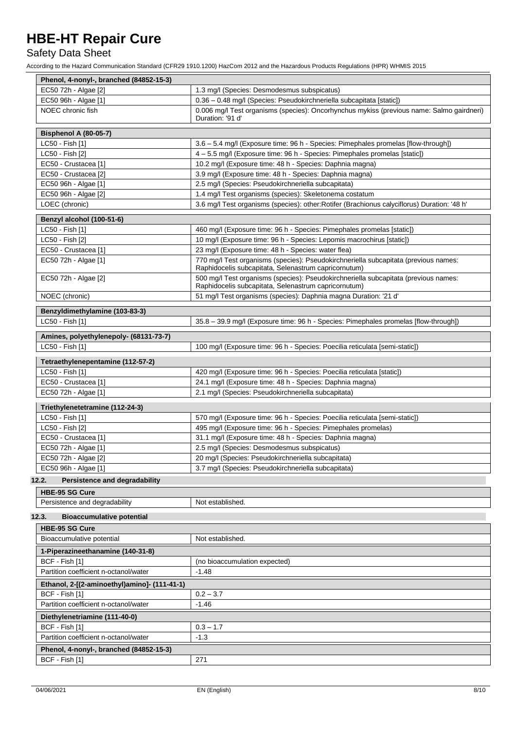| Phenol, 4-nonyl-, branched (84852-15-3) | |
|---|---|
| EC50 72h - Algae [2] | 1.3 mg/l (Species: Desmodesmus subspicatus) |
| EC50 96h - Algae [1] | 0.36 – 0.48 mg/l (Species: Pseudokirchneriella subcapitata [static]) |
| NOEC chronic fish | 0.006 mg/l Test organisms (species): Oncorhynchus mykiss (previous name: Salmo gairdneri) Duration: '91 d' |

| Bisphenol A (80-05-7) | |
|---|---|
| LC50 - Fish [1] | 3.6 – 5.4 mg/l (Exposure time: 96 h - Species: Pimephales promelas [flow-through]) |
| LC50 - Fish [2] | 4 – 5.5 mg/l (Exposure time: 96 h - Species: Pimephales promelas [static]) |
| EC50 - Crustacea [1] | 10.2 mg/l (Exposure time: 48 h - Species: Daphnia magna) |
| EC50 - Crustacea [2] | 3.9 mg/l (Exposure time: 48 h - Species: Daphnia magna) |
| EC50 96h - Algae [1] | 2.5 mg/l (Species: Pseudokirchneriella subcapitata) |
| EC50 96h - Algae [2] | 1.4 mg/l Test organisms (species): Skeletonema costatum |
| LOEC (chronic) | 3.6 mg/l Test organisms (species): other:Rotifer (Brachionus calyciflorus) Duration: '48 h' |

| Benzyl alcohol (100-51-6) | |
|---|---|
| LC50 - Fish [1] | 460 mg/l (Exposure time: 96 h - Species: Pimephales promelas [static]) |
| LC50 - Fish [2] | 10 mg/l (Exposure time: 96 h - Species: Lepomis macrochirus [static]) |
| EC50 - Crustacea [1] | 23 mg/l (Exposure time: 48 h - Species: water flea) |
| EC50 72h - Algae [1] | 770 mg/l Test organisms (species): Pseudokirchneriella subcapitata (previous names: Raphidocelis subcapitata, Selenastrum capricornutum) |
| EC50 72h - Algae [2] | 500 mg/l Test organisms (species): Pseudokirchneriella subcapitata (previous names: Raphidocelis subcapitata, Selenastrum capricornutum) |
| NOEC (chronic) | 51 mg/l Test organisms (species): Daphnia magna Duration: '21 d' |

| Benzyldimethylamine (103-83-3) | |
|---|---|
| LC50 - Fish [1] | 35.8 – 39.9 mg/l (Exposure time: 96 h - Species: Pimephales promelas [flow-through]) |

| Amines, polyethylenepoly- (68131-73-7) | |
|---|---|
| LC50 - Fish [1] | 100 mg/l (Exposure time: 96 h - Species: Poecilia reticulata [semi-static]) |

| Tetraethylenepentamine (112-57-2) | |
|---|---|
| LC50 - Fish [1] | 420 mg/l (Exposure time: 96 h - Species: Poecilia reticulata [static]) |
| EC50 - Crustacea [1] | 24.1 mg/l (Exposure time: 48 h - Species: Daphnia magna) |
| EC50 72h - Algae [1] | 2.1 mg/l (Species: Pseudokirchneriella subcapitata) |

| Triethylenetetramine (112-24-3) | |
|---|---|
| LC50 - Fish [1] | 570 mg/l (Exposure time: 96 h - Species: Poecilia reticulata [semi-static]) |
| LC50 - Fish [2] | 495 mg/l (Exposure time: 96 h - Species: Pimephales promelas) |
| EC50 - Crustacea [1] | 31.1 mg/l (Exposure time: 48 h - Species: Daphnia magna) |
| EC50 72h - Algae [1] | 2.5 mg/l (Species: Desmodesmus subspicatus) |
| EC50 72h - Algae [2] | 20 mg/l (Species: Pseudokirchneriella subcapitata) |
| EC50 96h - Algae [1] | 3.7 mg/l (Species: Pseudokirchneriella subcapitata) |

### 12.2. Persistence and degradability

| HBE-95 SG Cure | |
|---|---|
| Persistence and degradability | Not established. |

### 12.3. Bioaccumulative potential

| HBE-95 SG Cure | |
|---|---|
| Bioaccumulative potential | Not established. |

| 1-Piperazineethanamine (140-31-8) | |
|---|---|
| BCF - Fish [1] | (no bioaccumulation expected) |
| Partition coefficient n-octanol/water | -1.48 |

| Ethanol, 2-[(2-aminoethyl)amino]- (111-41-1) | |
|---|---|
| BCF - Fish [1] | 0.2 – 3.7 |
| Partition coefficient n-octanol/water | -1.46 |

| Diethylenetriamine (111-40-0) | |
|---|---|
| BCF - Fish [1] | 0.3 – 1.7 |
| Partition coefficient n-octanol/water | -1.3 |

| Phenol, 4-nonyl-, branched (84852-15-3) | |
|---|---|
| BCF - Fish [1] | 271 |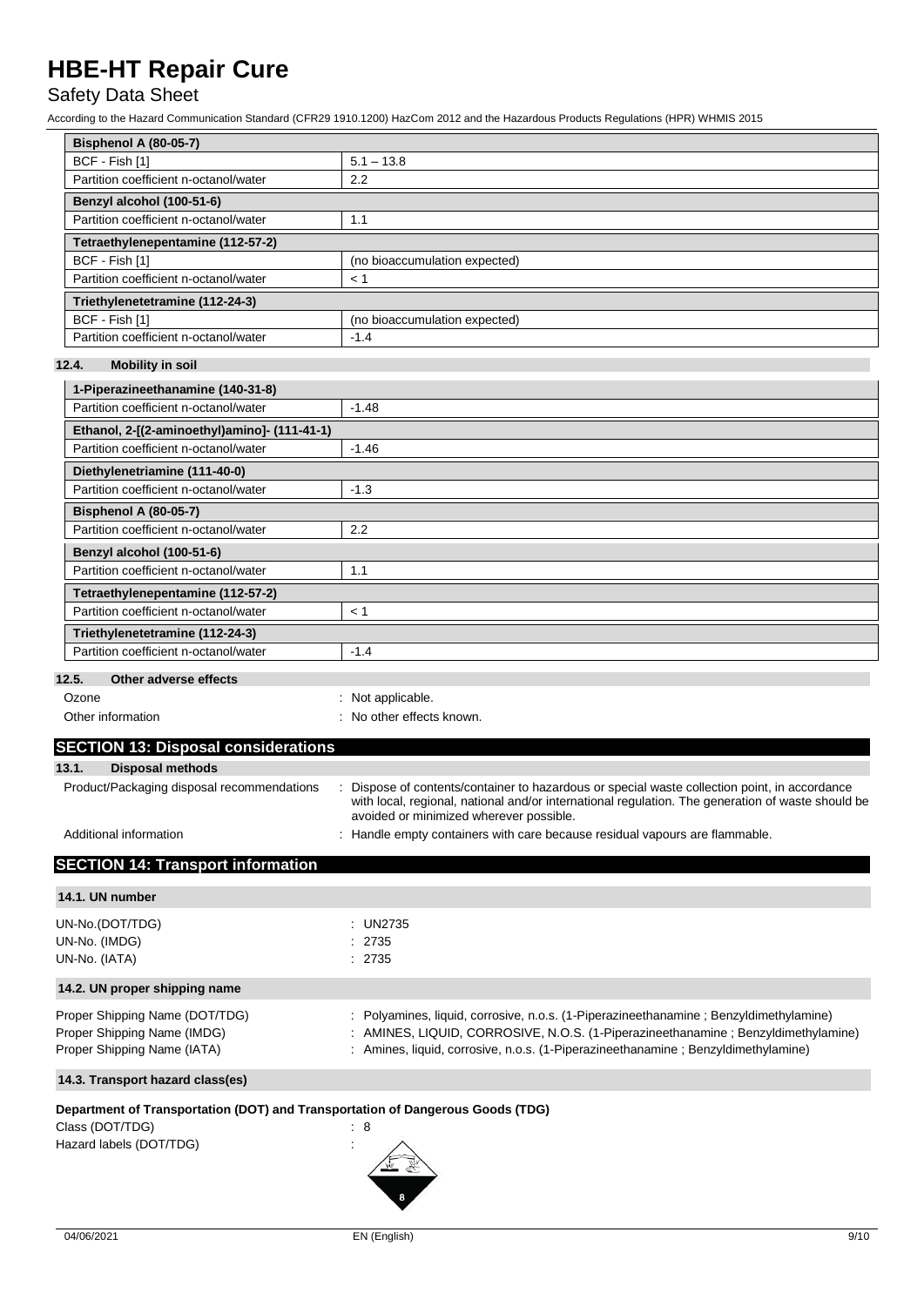| Bisphenol A (80-05-7) | |
|---|---|
| BCF - Fish [1] | 5.1 – 13.8 |
| Partition coefficient n-octanol/water | 2.2 |
| **Benzyl alcohol (100-51-6)** | |
| Partition coefficient n-octanol/water | 1.1 |
| **Tetraethylenepentamine (112-57-2)** | |
| BCF - Fish [1] | (no bioaccumulation expected) |
| Partition coefficient n-octanol/water | < 1 |
| **Triethylenetetramine (112-24-3)** | |
| BCF - Fish [1] | (no bioaccumulation expected) |
| Partition coefficient n-octanol/water | -1.4 |

### 12.4. Mobility in soil

| 1-Piperazineethanamine (140-31-8) | |
|---|---|
| Partition coefficient n-octanol/water | -1.48 |
| **Ethanol, 2-[(2-aminoethyl)amino]- (111-41-1)** | |
| Partition coefficient n-octanol/water | -1.46 |
| **Diethylenetriamine (111-40-0)** | |
| Partition coefficient n-octanol/water | -1.3 |
| **Bisphenol A (80-05-7)** | |
| Partition coefficient n-octanol/water | 2.2 |
| **Benzyl alcohol (100-51-6)** | |
| Partition coefficient n-octanol/water | 1.1 |
| **Tetraethylenepentamine (112-57-2)** | |
| Partition coefficient n-octanol/water | < 1 |
| **Triethylenetetramine (112-24-3)** | |
| Partition coefficient n-octanol/water | -1.4 |

### 12.5. Other adverse effects

Ozone : Not applicable.

Other information : No other effects known.

## SECTION 13: Disposal considerations

### 13.1. Disposal methods

Product/Packaging disposal recommendations : Dispose of contents/container to hazardous or special waste collection point, in accordance with local, regional, national and/or international regulation. The generation of waste should be avoided or minimized wherever possible.

Additional information : Handle empty containers with care because residual vapours are flammable.

## SECTION 14: Transport information

### 14.1. UN number

UN-No.(DOT/TDG) : UN2735

UN-No. (IMDG) : 2735

UN-No. (IATA) : 2735

### 14.2. UN proper shipping name

Proper Shipping Name (DOT/TDG) : Polyamines, liquid, corrosive, n.o.s. (1-Piperazineethanamine ; Benzyldimethylamine)

Proper Shipping Name (IMDG) : AMINES, LIQUID, CORROSIVE, N.O.S. (1-Piperazineethanamine ; Benzyldimethylamine)

Proper Shipping Name (IATA) : Amines, liquid, corrosive, n.o.s. (1-Piperazineethanamine ; Benzyldimethylamine)

### 14.3. Transport hazard class(es)

**Department of Transportation (DOT) and Transportation of Dangerous Goods (TDG)**

Class (DOT/TDG) : 8

Hazard labels (DOT/TDG) :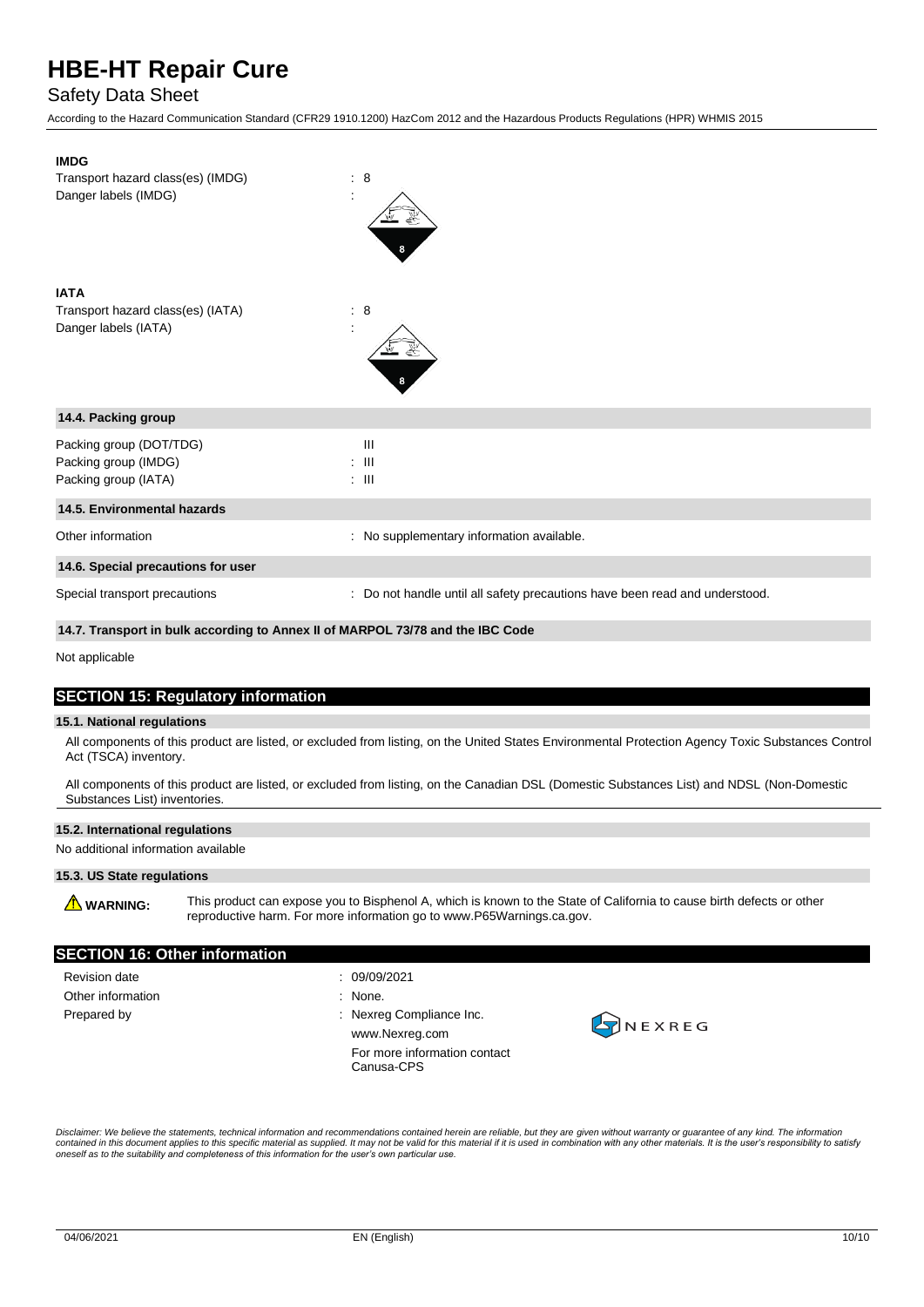**IMDG**

Transport hazard class(es) (IMDG) : 8

Danger labels (IMDG) :

**IATA**

Transport hazard class(es) (IATA) : 8

Danger labels (IATA) :

**14.4. Packing group**

Packing group (DOT/TDG) III

Packing group (IMDG) : III

Packing group (IATA) : III

**14.5. Environmental hazards**

Other information : No supplementary information available.

**14.6. Special precautions for user**

Special transport precautions : Do not handle until all safety precautions have been read and understood.

**14.7. Transport in bulk according to Annex II of MARPOL 73/78 and the IBC Code**

Not applicable

## SECTION 15: Regulatory information

**15.1. National regulations**

All components of this product are listed, or excluded from listing, on the United States Environmental Protection Agency Toxic Substances Control Act (TSCA) inventory.

All components of this product are listed, or excluded from listing, on the Canadian DSL (Domestic Substances List) and NDSL (Non-Domestic Substances List) inventories.

**15.2. International regulations**

No additional information available

**15.3. US State regulations**

**WARNING:** This product can expose you to Bisphenol A, which is known to the State of California to cause birth defects or other reproductive harm. For more information go to www.P65Warnings.ca.gov.

## SECTION 16: Other information

Revision date : 09/09/2021

Other information : None.

Prepared by : Nexreg Compliance Inc.
www.Nexreg.com
For more information contact
Canusa-CPS

*Disclaimer: We believe the statements, technical information and recommendations contained herein are reliable, but they are given without warranty or guarantee of any kind. The information contained in this document applies to this specific material as supplied. It may not be valid for this material if it is used in combination with any other materials. It is the user's responsibility to satisfy oneself as to the suitability and completeness of this information for the user's own particular use.*